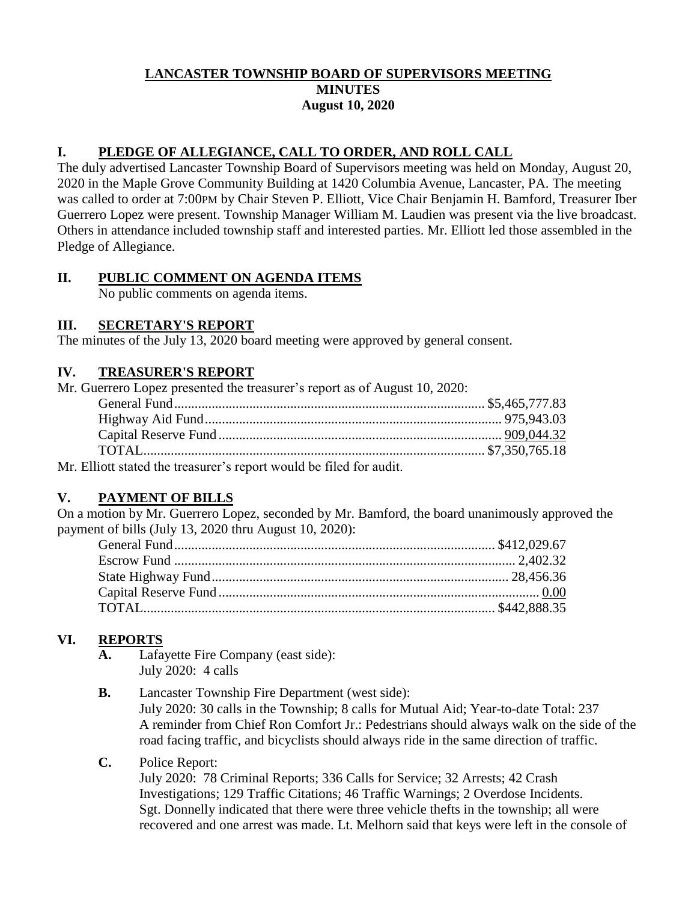# LANCASTER TOWNSHIP BOARD OF SUPERVISORS MEETING
## MINUTES
## August 10, 2020

## I. PLEDGE OF ALLEGIANCE, CALL TO ORDER, AND ROLL CALL

The duly advertised Lancaster Township Board of Supervisors meeting was held on Monday, August 20, 2020 in the Maple Grove Community Building at 1420 Columbia Avenue, Lancaster, PA. The meeting was called to order at 7:00PM by Chair Steven P. Elliott, Vice Chair Benjamin H. Bamford, Treasurer Iber Guerrero Lopez were present. Township Manager William M. Laudien was present via the live broadcast. Others in attendance included township staff and interested parties. Mr. Elliott led those assembled in the Pledge of Allegiance.

## II. PUBLIC COMMENT ON AGENDA ITEMS

No public comments on agenda items.

## III. SECRETARY'S REPORT

The minutes of the July 13, 2020 board meeting were approved by general consent.

## IV. TREASURER'S REPORT

Mr. Guerrero Lopez presented the treasurer's report as of August 10, 2020:

| | |
|---|---|
| General Fund | $5,465,777.83 |
| Highway Aid Fund | 975,943.03 |
| Capital Reserve Fund | 909,044.32 |
| TOTAL | $7,350,765.18 |

Mr. Elliott stated the treasurer's report would be filed for audit.

## V. PAYMENT OF BILLS

On a motion by Mr. Guerrero Lopez, seconded by Mr. Bamford, the board unanimously approved the payment of bills (July 13, 2020 thru August 10, 2020):

| | |
|---|---|
| General Fund | $412,029.67 |
| Escrow Fund | 2,402.32 |
| State Highway Fund | 28,456.36 |
| Capital Reserve Fund | 0.00 |
| TOTAL | $442,888.35 |

## VI. REPORTS

**A.** Lafayette Fire Company (east side):
July 2020: 4 calls

**B.** Lancaster Township Fire Department (west side):
July 2020: 30 calls in the Township; 8 calls for Mutual Aid; Year-to-date Total: 237
A reminder from Chief Ron Comfort Jr.: Pedestrians should always walk on the side of the road facing traffic, and bicyclists should always ride in the same direction of traffic.

**C.** Police Report:
July 2020: 78 Criminal Reports; 336 Calls for Service; 32 Arrests; 42 Crash Investigations; 129 Traffic Citations; 46 Traffic Warnings; 2 Overdose Incidents.
Sgt. Donnelly indicated that there were three vehicle thefts in the township; all were recovered and one arrest was made. Lt. Melhorn said that keys were left in the console of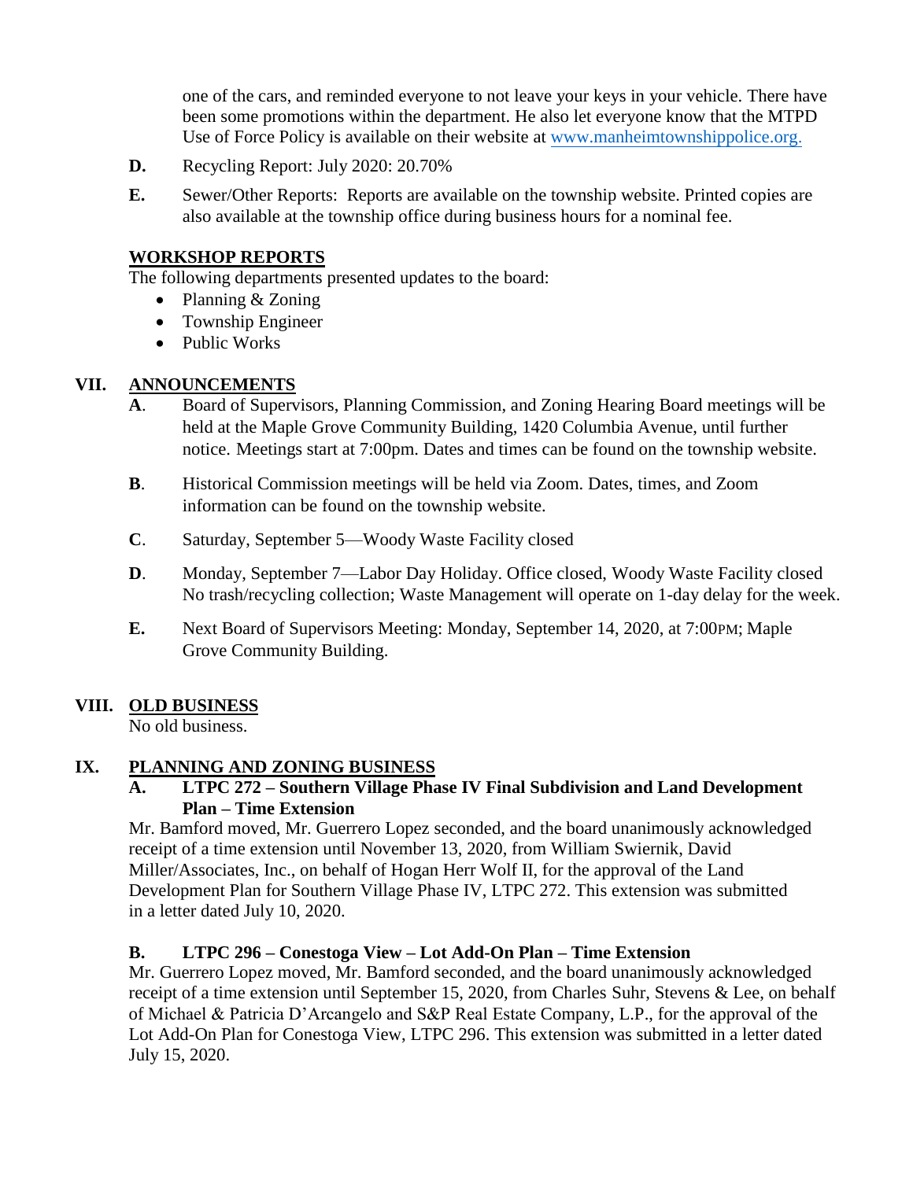one of the cars, and reminded everyone to not leave your keys in your vehicle. There have been some promotions within the department. He also let everyone know that the MTPD Use of Force Policy is available on their website at www.manheimtownshippolice.org.

**D.** Recycling Report: July 2020: 20.70%

**E.** Sewer/Other Reports: Reports are available on the township website. Printed copies are also available at the township office during business hours for a nominal fee.

**WORKSHOP REPORTS**

The following departments presented updates to the board:

- Planning & Zoning
- Township Engineer
- Public Works

## VII. ANNOUNCEMENTS

**A**. Board of Supervisors, Planning Commission, and Zoning Hearing Board meetings will be held at the Maple Grove Community Building, 1420 Columbia Avenue, until further notice. Meetings start at 7:00pm. Dates and times can be found on the township website.

**B**. Historical Commission meetings will be held via Zoom. Dates, times, and Zoom information can be found on the township website.

**C**. Saturday, September 5—Woody Waste Facility closed

**D**. Monday, September 7—Labor Day Holiday. Office closed, Woody Waste Facility closed No trash/recycling collection; Waste Management will operate on 1-day delay for the week.

**E.** Next Board of Supervisors Meeting: Monday, September 14, 2020, at 7:00PM; Maple Grove Community Building.

## VIII. OLD BUSINESS

No old business.

## IX. PLANNING AND ZONING BUSINESS

### A. LTPC 272 – Southern Village Phase IV Final Subdivision and Land Development Plan – Time Extension

Mr. Bamford moved, Mr. Guerrero Lopez seconded, and the board unanimously acknowledged receipt of a time extension until November 13, 2020, from William Swiernik, David Miller/Associates, Inc., on behalf of Hogan Herr Wolf II, for the approval of the Land Development Plan for Southern Village Phase IV, LTPC 272. This extension was submitted in a letter dated July 10, 2020.

### B. LTPC 296 – Conestoga View – Lot Add-On Plan – Time Extension

Mr. Guerrero Lopez moved, Mr. Bamford seconded, and the board unanimously acknowledged receipt of a time extension until September 15, 2020, from Charles Suhr, Stevens & Lee, on behalf of Michael & Patricia D'Arcangelo and S&P Real Estate Company, L.P., for the approval of the Lot Add-On Plan for Conestoga View, LTPC 296. This extension was submitted in a letter dated July 15, 2020.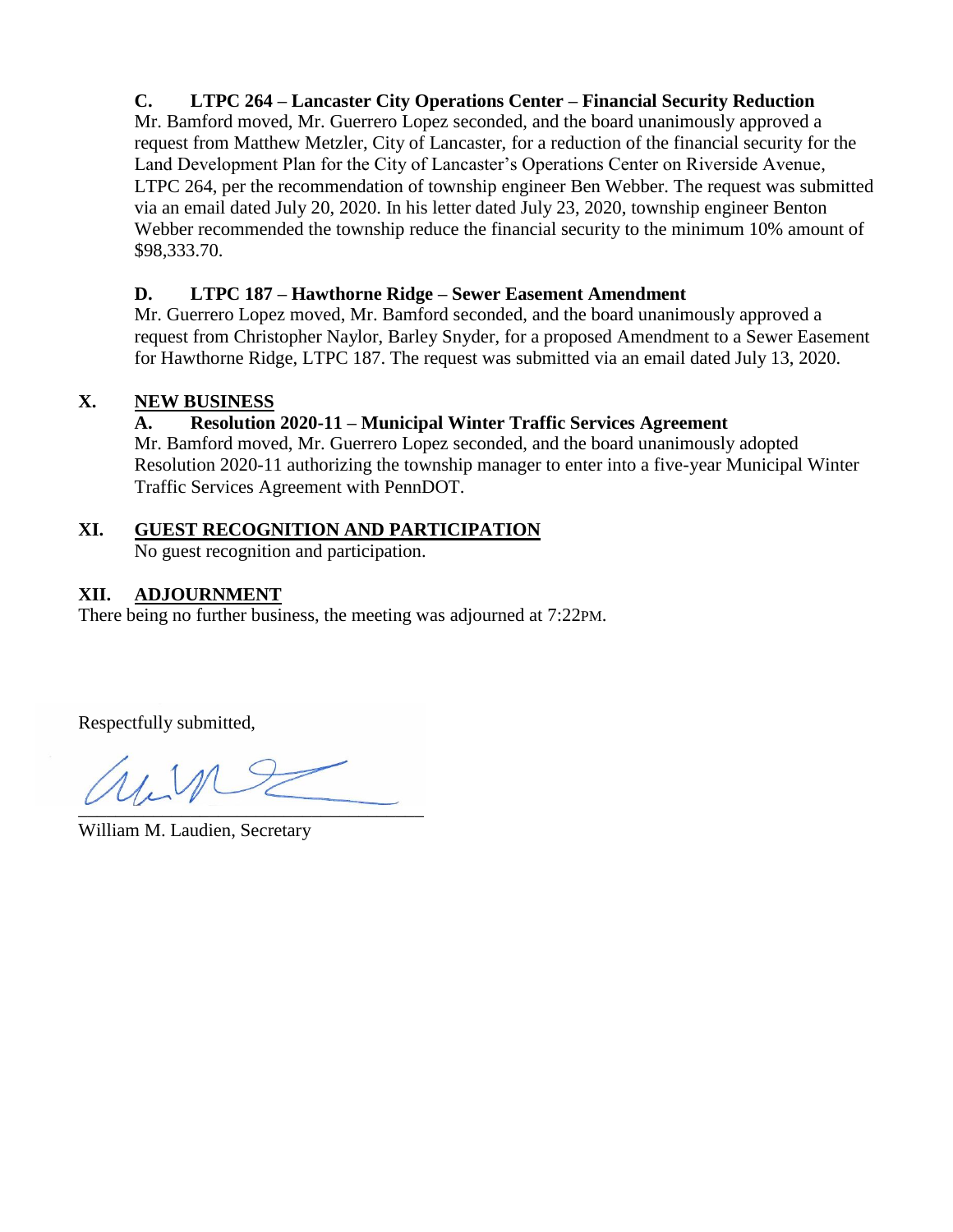**C. LTPC 264 – Lancaster City Operations Center – Financial Security Reduction**

Mr. Bamford moved, Mr. Guerrero Lopez seconded, and the board unanimously approved a request from Matthew Metzler, City of Lancaster, for a reduction of the financial security for the Land Development Plan for the City of Lancaster's Operations Center on Riverside Avenue, LTPC 264, per the recommendation of township engineer Ben Webber. The request was submitted via an email dated July 20, 2020. In his letter dated July 23, 2020, township engineer Benton Webber recommended the township reduce the financial security to the minimum 10% amount of $98,333.70.

**D. LTPC 187 – Hawthorne Ridge – Sewer Easement Amendment**

Mr. Guerrero Lopez moved, Mr. Bamford seconded, and the board unanimously approved a request from Christopher Naylor, Barley Snyder, for a proposed Amendment to a Sewer Easement for Hawthorne Ridge, LTPC 187. The request was submitted via an email dated July 13, 2020.

## X. NEW BUSINESS

**A. Resolution 2020-11 – Municipal Winter Traffic Services Agreement**

Mr. Bamford moved, Mr. Guerrero Lopez seconded, and the board unanimously adopted Resolution 2020-11 authorizing the township manager to enter into a five-year Municipal Winter Traffic Services Agreement with PennDOT.

## XI. GUEST RECOGNITION AND PARTICIPATION

No guest recognition and participation.

## XII. ADJOURNMENT

There being no further business, the meeting was adjourned at 7:22PM.

Respectfully submitted,

William M. Laudien, Secretary